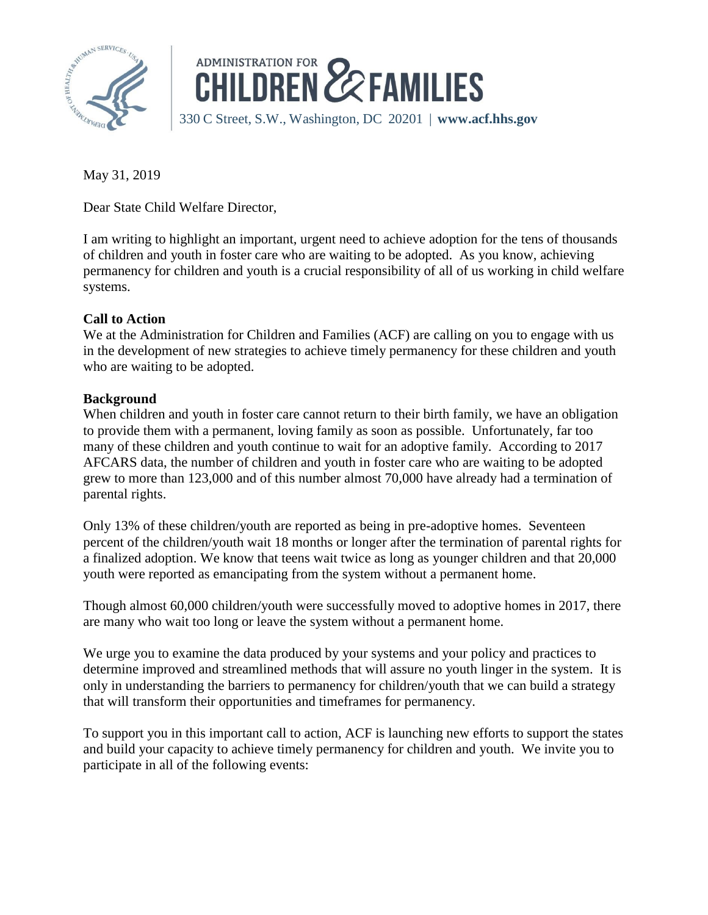ADMINISTRATION FOR
CHILDREN & FAMILIES
330 C Street, S.W., Washington, DC 20201 | **www.acf.hhs.gov**

May 31, 2019

Dear State Child Welfare Director,

I am writing to highlight an important, urgent need to achieve adoption for the tens of thousands of children and youth in foster care who are waiting to be adopted. As you know, achieving permanency for children and youth is a crucial responsibility of all of us working in child welfare systems.

**Call to Action**

We at the Administration for Children and Families (ACF) are calling on you to engage with us in the development of new strategies to achieve timely permanency for these children and youth who are waiting to be adopted.

**Background**

When children and youth in foster care cannot return to their birth family, we have an obligation to provide them with a permanent, loving family as soon as possible. Unfortunately, far too many of these children and youth continue to wait for an adoptive family. According to 2017 AFCARS data, the number of children and youth in foster care who are waiting to be adopted grew to more than 123,000 and of this number almost 70,000 have already had a termination of parental rights.

Only 13% of these children/youth are reported as being in pre-adoptive homes. Seventeen percent of the children/youth wait 18 months or longer after the termination of parental rights for a finalized adoption. We know that teens wait twice as long as younger children and that 20,000 youth were reported as emancipating from the system without a permanent home.

Though almost 60,000 children/youth were successfully moved to adoptive homes in 2017, there are many who wait too long or leave the system without a permanent home.

We urge you to examine the data produced by your systems and your policy and practices to determine improved and streamlined methods that will assure no youth linger in the system. It is only in understanding the barriers to permanency for children/youth that we can build a strategy that will transform their opportunities and timeframes for permanency.

To support you in this important call to action, ACF is launching new efforts to support the states and build your capacity to achieve timely permanency for children and youth. We invite you to participate in all of the following events: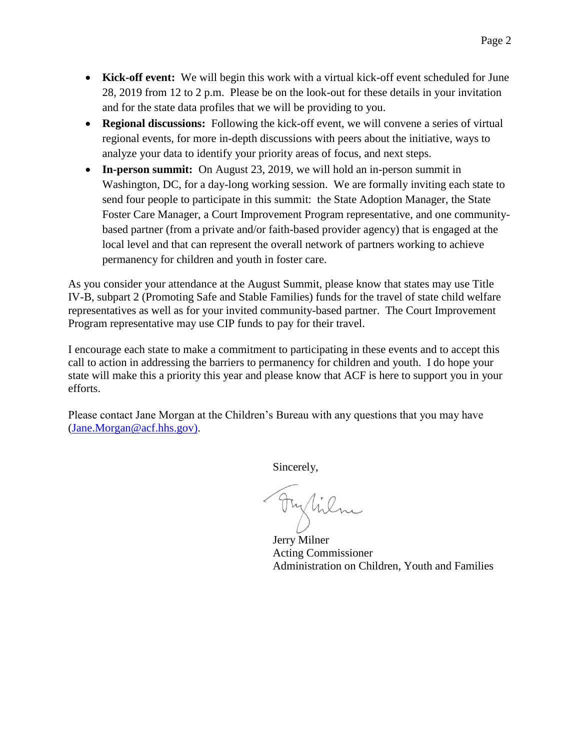- **Kick-off event:** We will begin this work with a virtual kick-off event scheduled for June 28, 2019 from 12 to 2 p.m. Please be on the look-out for these details in your invitation and for the state data profiles that we will be providing to you.
- **Regional discussions:** Following the kick-off event, we will convene a series of virtual regional events, for more in-depth discussions with peers about the initiative, ways to analyze your data to identify your priority areas of focus, and next steps.
- **In-person summit:** On August 23, 2019, we will hold an in-person summit in Washington, DC, for a day-long working session. We are formally inviting each state to send four people to participate in this summit: the State Adoption Manager, the State Foster Care Manager, a Court Improvement Program representative, and one community-based partner (from a private and/or faith-based provider agency) that is engaged at the local level and that can represent the overall network of partners working to achieve permanency for children and youth in foster care.

As you consider your attendance at the August Summit, please know that states may use Title IV-B, subpart 2 (Promoting Safe and Stable Families) funds for the travel of state child welfare representatives as well as for your invited community-based partner. The Court Improvement Program representative may use CIP funds to pay for their travel.

I encourage each state to make a commitment to participating in these events and to accept this call to action in addressing the barriers to permanency for children and youth. I do hope your state will make this a priority this year and please know that ACF is here to support you in your efforts.

Please contact Jane Morgan at the Children's Bureau with any questions that you may have (Jane.Morgan@acf.hhs.gov).

Sincerely,

Jerry Milner
Acting Commissioner
Administration on Children, Youth and Families